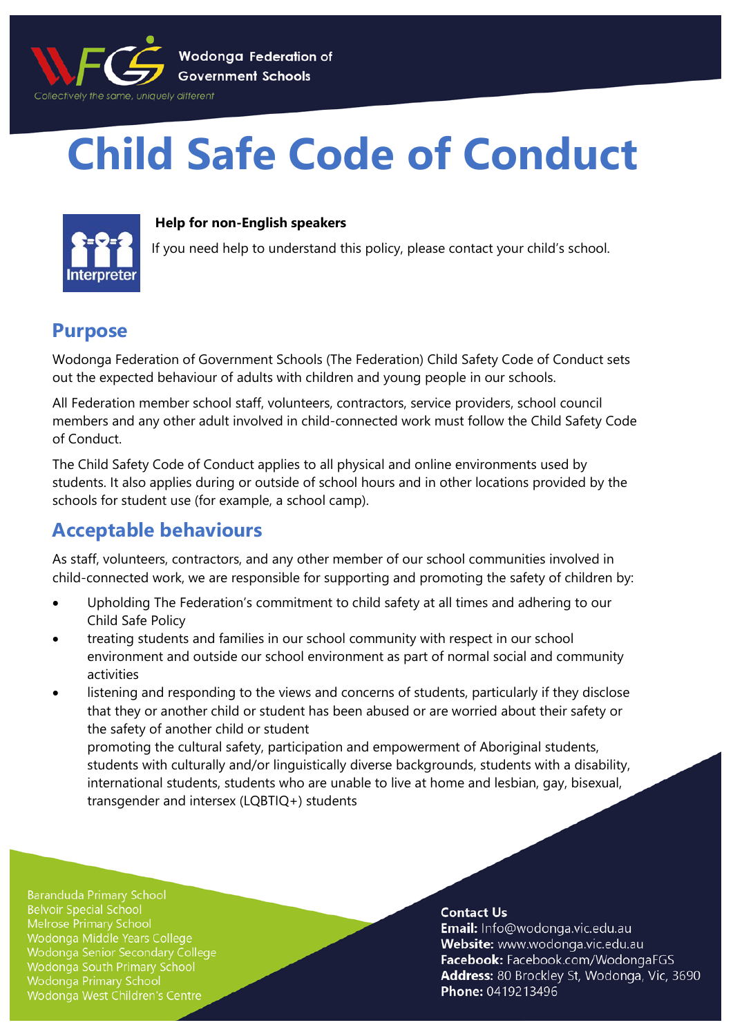Wodonga Federation of Government Schools

Collectively the same, uniquely different

# Child Safe Code of Conduct

**Help for non-English speakers**

If you need help to understand this policy, please contact your child's school.

## Purpose

Wodonga Federation of Government Schools (The Federation) Child Safety Code of Conduct sets out the expected behaviour of adults with children and young people in our schools.

All Federation member school staff, volunteers, contractors, service providers, school council members and any other adult involved in child-connected work must follow the Child Safety Code of Conduct.

The Child Safety Code of Conduct applies to all physical and online environments used by students. It also applies during or outside of school hours and in other locations provided by the schools for student use (for example, a school camp).

## Acceptable behaviours

As staff, volunteers, contractors, and any other member of our school communities involved in child-connected work, we are responsible for supporting and promoting the safety of children by:

- Upholding The Federation's commitment to child safety at all times and adhering to our Child Safe Policy
- treating students and families in our school community with respect in our school environment and outside our school environment as part of normal social and community activities
- listening and responding to the views and concerns of students, particularly if they disclose that they or another child or student has been abused or are worried about their safety or the safety of another child or student

  promoting the cultural safety, participation and empowerment of Aboriginal students, students with culturally and/or linguistically diverse backgrounds, students with a disability, international students, students who are unable to live at home and lesbian, gay, bisexual, transgender and intersex (LQBTIQ+) students

Baranduda Primary School
Belvoir Special School
Melrose Primary School
Wodonga Middle Years College
Wodonga Senior Secondary College
Wodonga South Primary School
Wodonga Primary School
Wodonga West Children's Centre

**Contact Us**
**Email:** Info@wodonga.vic.edu.au
**Website:** www.wodonga.vic.edu.au
**Facebook:** Facebook.com/WodongaFGS
**Address:** 80 Brockley St, Wodonga, Vic, 3690
**Phone:** 0419213496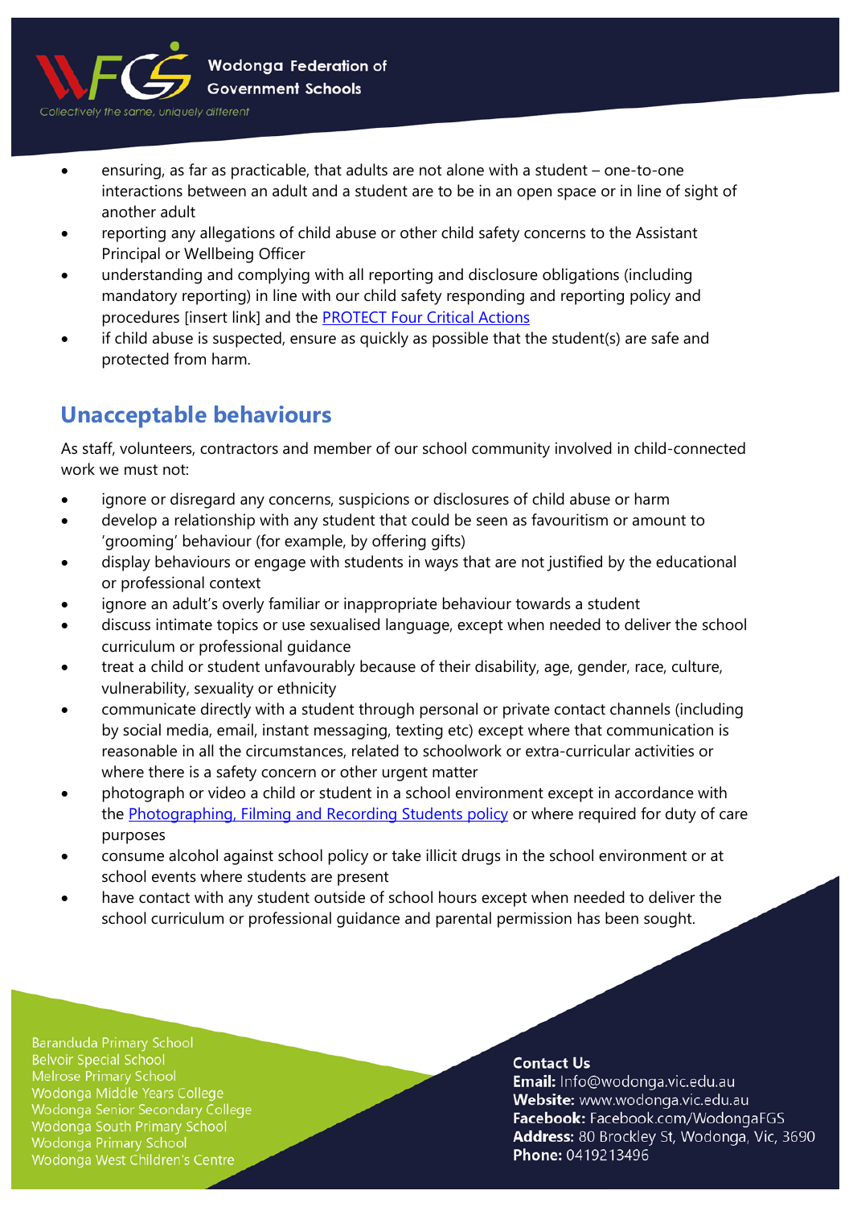- ensuring, as far as practicable, that adults are not alone with a student – one-to-one interactions between an adult and a student are to be in an open space or in line of sight of another adult
- reporting any allegations of child abuse or other child safety concerns to the Assistant Principal or Wellbeing Officer
- understanding and complying with all reporting and disclosure obligations (including mandatory reporting) in line with our child safety responding and reporting policy and procedures [insert link] and the PROTECT Four Critical Actions
- if child abuse is suspected, ensure as quickly as possible that the student(s) are safe and protected from harm.

## Unacceptable behaviours

As staff, volunteers, contractors and member of our school community involved in child-connected work we must not:

- ignore or disregard any concerns, suspicions or disclosures of child abuse or harm
- develop a relationship with any student that could be seen as favouritism or amount to 'grooming' behaviour (for example, by offering gifts)
- display behaviours or engage with students in ways that are not justified by the educational or professional context
- ignore an adult's overly familiar or inappropriate behaviour towards a student
- discuss intimate topics or use sexualised language, except when needed to deliver the school curriculum or professional guidance
- treat a child or student unfavourably because of their disability, age, gender, race, culture, vulnerability, sexuality or ethnicity
- communicate directly with a student through personal or private contact channels (including by social media, email, instant messaging, texting etc) except where that communication is reasonable in all the circumstances, related to schoolwork or extra-curricular activities or where there is a safety concern or other urgent matter
- photograph or video a child or student in a school environment except in accordance with the Photographing, Filming and Recording Students policy or where required for duty of care purposes
- consume alcohol against school policy or take illicit drugs in the school environment or at school events where students are present
- have contact with any student outside of school hours except when needed to deliver the school curriculum or professional guidance and parental permission has been sought.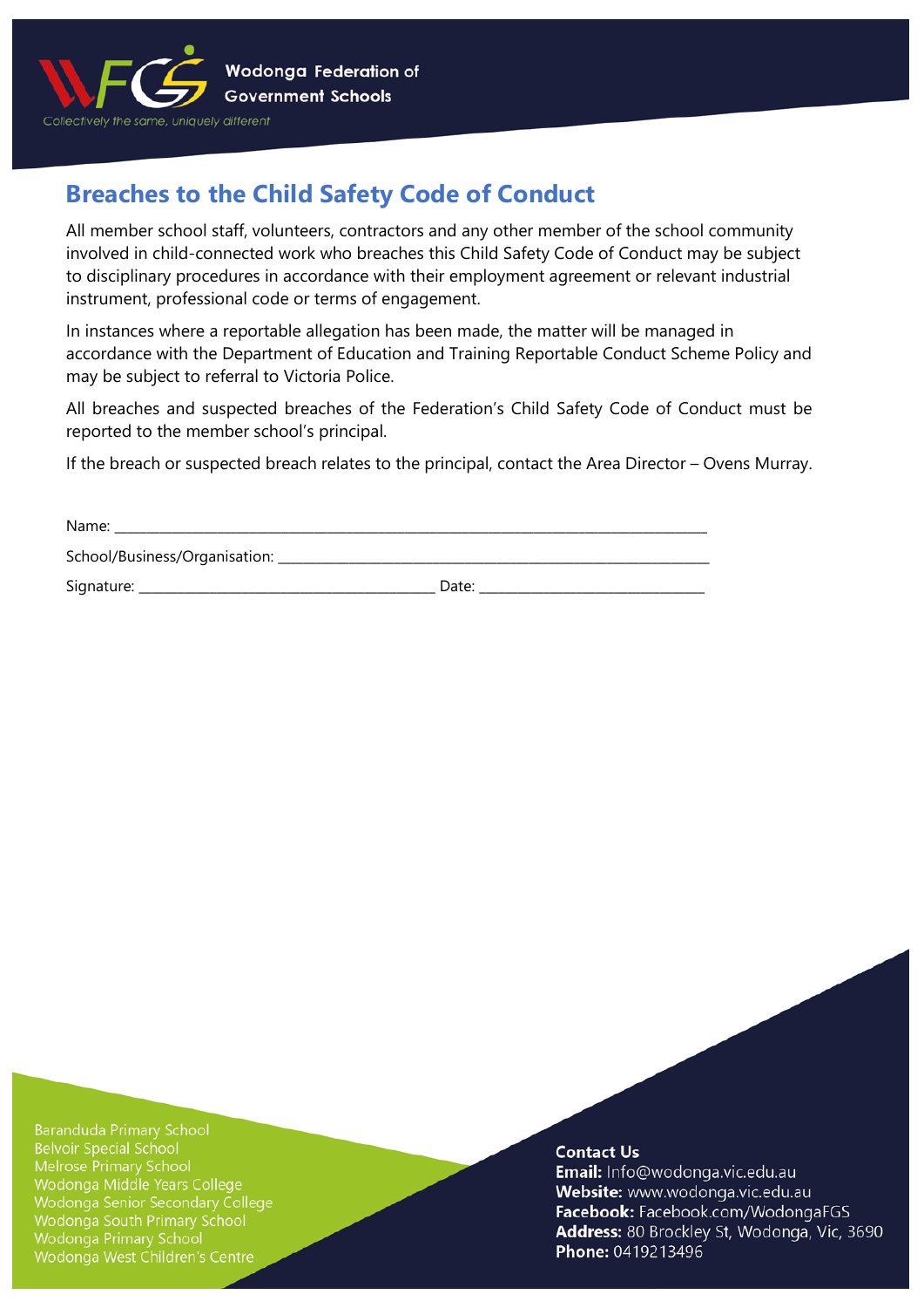Wodonga Federation of Government Schools

*Collectively the same, uniquely different*

## Breaches to the Child Safety Code of Conduct

All member school staff, volunteers, contractors and any other member of the school community involved in child-connected work who breaches this Child Safety Code of Conduct may be subject to disciplinary procedures in accordance with their employment agreement or relevant industrial instrument, professional code or terms of engagement.

In instances where a reportable allegation has been made, the matter will be managed in accordance with the Department of Education and Training Reportable Conduct Scheme Policy and may be subject to referral to Victoria Police.

All breaches and suspected breaches of the Federation's Child Safety Code of Conduct must be reported to the member school's principal.

If the breach or suspected breach relates to the principal, contact the Area Director – Ovens Murray.

Name: ____________________________________________

School/Business/Organisation: ____________________________________________

Signature: ______________________ Date: ______________________

Baranduda Primary School
Belvoir Special School
Melrose Primary School
Wodonga Middle Years College
Wodonga Senior Secondary College
Wodonga South Primary School
Wodonga Primary School
Wodonga West Children's Centre

**Contact Us**
**Email:** Info@wodonga.vic.edu.au
**Website:** www.wodonga.vic.edu.au
**Facebook:** Facebook.com/WodongaFGS
**Address:** 80 Brockley St, Wodonga, Vic, 3690
**Phone:** 0419213496